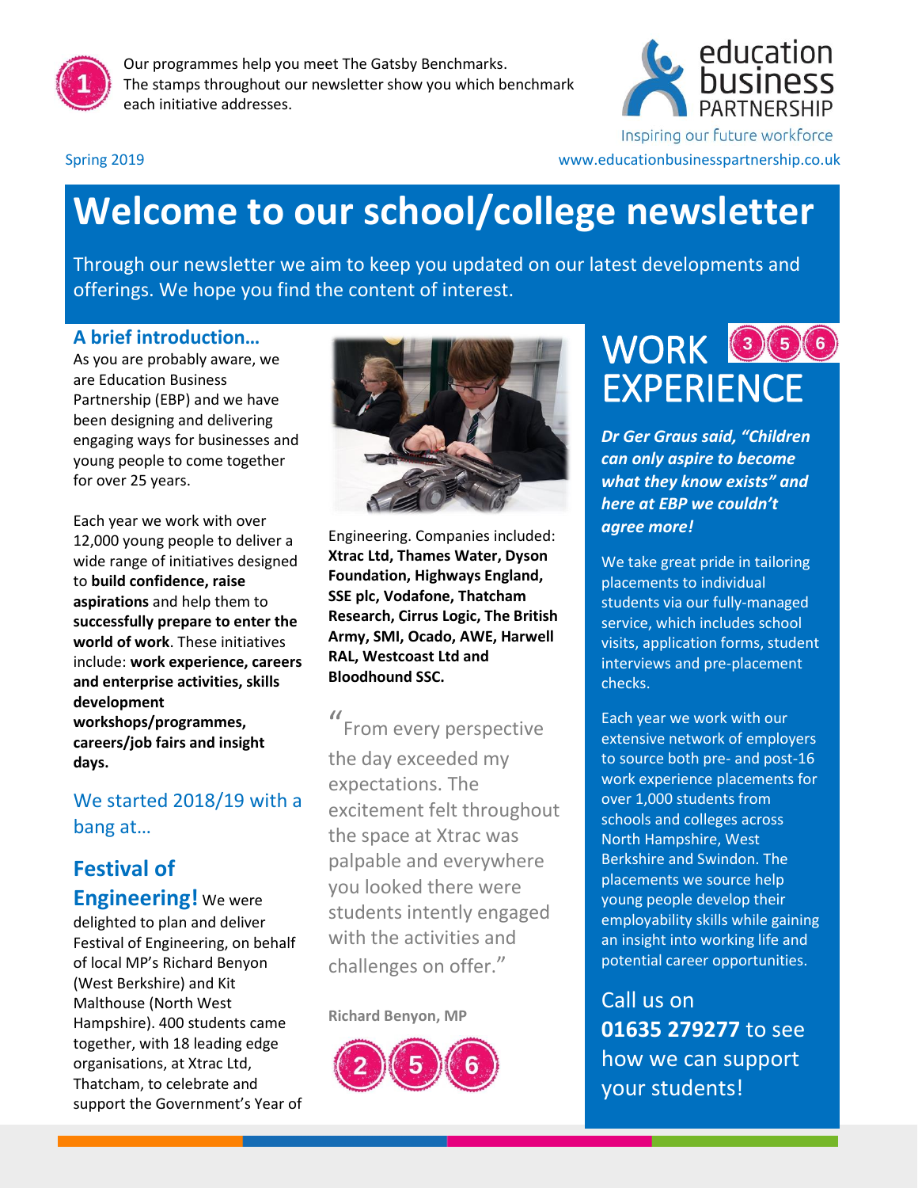Our programmes help you meet The Gatsby Benchmarks. The stamps throughout our newsletter show you which benchmark each initiative addresses.

education business PARTNERSHIP

Inspiring our future workforce

Spring 2019

www.educationbusinesspartnership.co.uk

# Welcome to our school/college newsletter

Through our newsletter we aim to keep you updated on our latest developments and offerings. We hope you find the content of interest.

## A brief introduction…

As you are probably aware, we are Education Business Partnership (EBP) and we have been designing and delivering engaging ways for businesses and young people to come together for over 25 years.

Each year we work with over 12,000 young people to deliver a wide range of initiatives designed to **build confidence, raise aspirations** and help them to **successfully prepare to enter the world of work**. These initiatives include: **work experience, careers and enterprise activities, skills development workshops/programmes, careers/job fairs and insight days.**

We started 2018/19 with a bang at…

## Festival of Engineering!

We were delighted to plan and deliver Festival of Engineering, on behalf of local MP's Richard Benyon (West Berkshire) and Kit Malthouse (North West Hampshire). 400 students came together, with 18 leading edge organisations, at Xtrac Ltd, Thatcham, to celebrate and support the Government's Year of Engineering. Companies included: **Xtrac Ltd, Thames Water, Dyson Foundation, Highways England, SSE plc, Vodafone, Thatcham Research, Cirrus Logic, The British Army, SMI, Ocado, AWE, Harwell RAL, Westcoast Ltd and Bloodhound SSC.**

> "From every perspective the day exceeded my expectations. The excitement felt throughout the space at Xtrac was palpable and everywhere you looked there were students intently engaged with the activities and challenges on offer."

**Richard Benyon, MP**

2 5 6

## WORK EXPERIENCE

3 5 6

***Dr Ger Graus said, "Children can only aspire to become what they know exists" and here at EBP we couldn't agree more!***

We take great pride in tailoring placements to individual students via our fully-managed service, which includes school visits, application forms, student interviews and pre-placement checks.

Each year we work with our extensive network of employers to source both pre- and post-16 work experience placements for over 1,000 students from schools and colleges across North Hampshire, West Berkshire and Swindon. The placements we source help young people develop their employability skills while gaining an insight into working life and potential career opportunities.

Call us on **01635 279277** to see how we can support your students!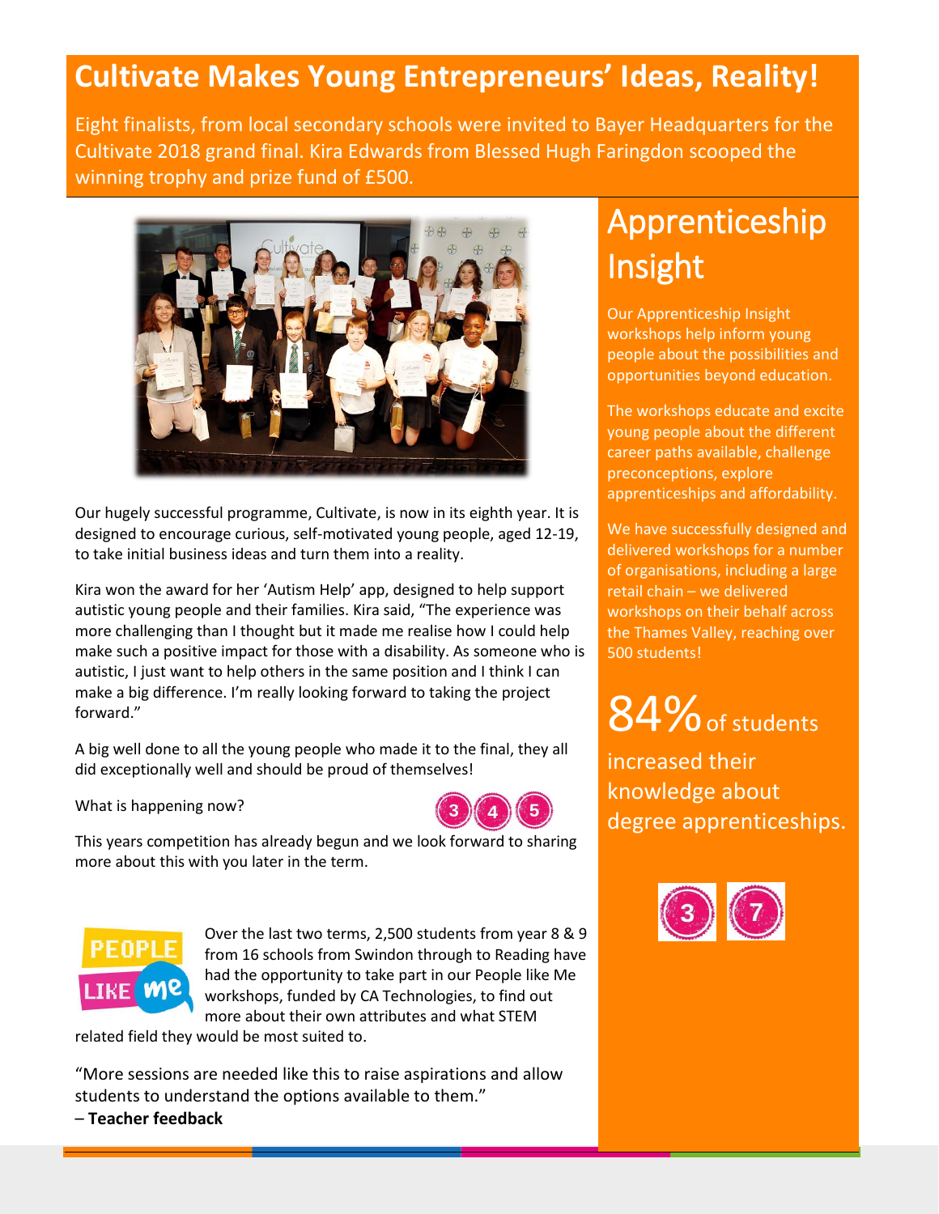# Cultivate Makes Young Entrepreneurs' Ideas, Reality!

Eight finalists, from local secondary schools were invited to Bayer Headquarters for the Cultivate 2018 grand final. Kira Edwards from Blessed Hugh Faringdon scooped the winning trophy and prize fund of £500.

Our hugely successful programme, Cultivate, is now in its eighth year. It is designed to encourage curious, self-motivated young people, aged 12-19, to take initial business ideas and turn them into a reality.

Kira won the award for her 'Autism Help' app, designed to help support autistic young people and their families. Kira said, "The experience was more challenging than I thought but it made me realise how I could help make such a positive impact for those with a disability. As someone who is autistic, I just want to help others in the same position and I think I can make a big difference. I'm really looking forward to taking the project forward."

A big well done to all the young people who made it to the final, they all did exceptionally well and should be proud of themselves!

What is happening now?

This years competition has already begun and we look forward to sharing more about this with you later in the term.

Over the last two terms, 2,500 students from year 8 & 9 from 16 schools from Swindon through to Reading have had the opportunity to take part in our People like Me workshops, funded by CA Technologies, to find out more about their own attributes and what STEM related field they would be most suited to.

"More sessions are needed like this to raise aspirations and allow students to understand the options available to them."
– **Teacher feedback**

## Apprenticeship Insight

Our Apprenticeship Insight workshops help inform young people about the possibilities and opportunities beyond education.

The workshops educate and excite young people about the different career paths available, challenge preconceptions, explore apprenticeships and affordability.

We have successfully designed and delivered workshops for a number of organisations, including a large retail chain – we delivered workshops on their behalf across the Thames Valley, reaching over 500 students!

84% of students increased their knowledge about degree apprenticeships.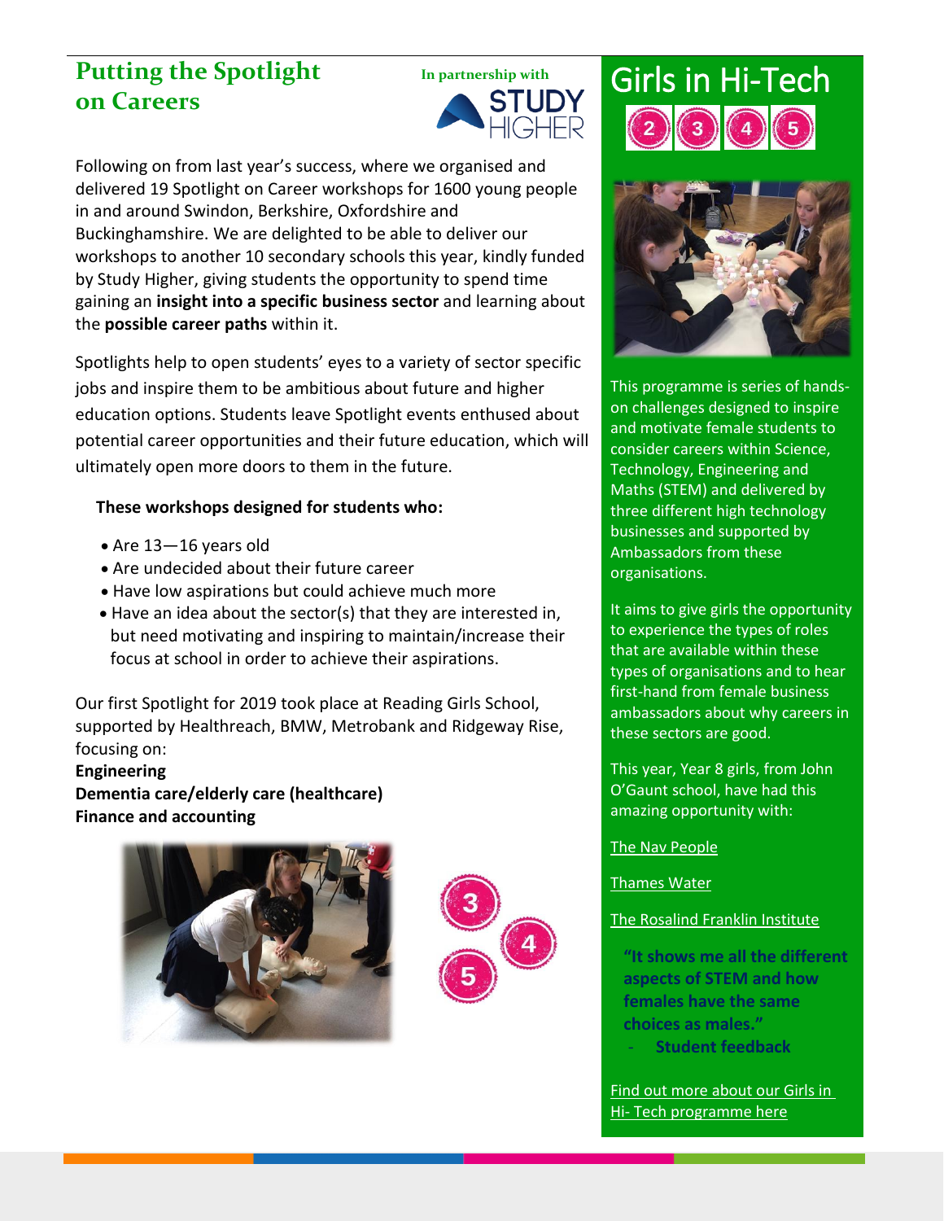## Putting the Spotlight on Careers

In partnership with STUDY HIGHER

Following on from last year's success, where we organised and delivered 19 Spotlight on Career workshops for 1600 young people in and around Swindon, Berkshire, Oxfordshire and Buckinghamshire. We are delighted to be able to deliver our workshops to another 10 secondary schools this year, kindly funded by Study Higher, giving students the opportunity to spend time gaining an **insight into a specific business sector** and learning about the **possible career paths** within it.

Spotlights help to open students' eyes to a variety of sector specific jobs and inspire them to be ambitious about future and higher education options. Students leave Spotlight events enthused about potential career opportunities and their future education, which will ultimately open more doors to them in the future.

**These workshops designed for students who:**

- Are 13—16 years old
- Are undecided about their future career
- Have low aspirations but could achieve much more
- Have an idea about the sector(s) that they are interested in, but need motivating and inspiring to maintain/increase their focus at school in order to achieve their aspirations.

Our first Spotlight for 2019 took place at Reading Girls School, supported by Healthreach, BMW, Metrobank and Ridgeway Rise, focusing on:

**Engineering**
**Dementia care/elderly care (healthcare)**
**Finance and accounting**

## Girls in Hi-Tech

This programme is series of hands-on challenges designed to inspire and motivate female students to consider careers within Science, Technology, Engineering and Maths (STEM) and delivered by three different high technology businesses and supported by Ambassadors from these organisations.

It aims to give girls the opportunity to experience the types of roles that are available within these types of organisations and to hear first-hand from female business ambassadors about why careers in these sectors are good.

This year, Year 8 girls, from John O'Gaunt school, have had this amazing opportunity with:

The Nav People

Thames Water

The Rosalind Franklin Institute

**"It shows me all the different aspects of STEM and how females have the same choices as males."**
- **Student feedback**

Find out more about our Girls in Hi- Tech programme here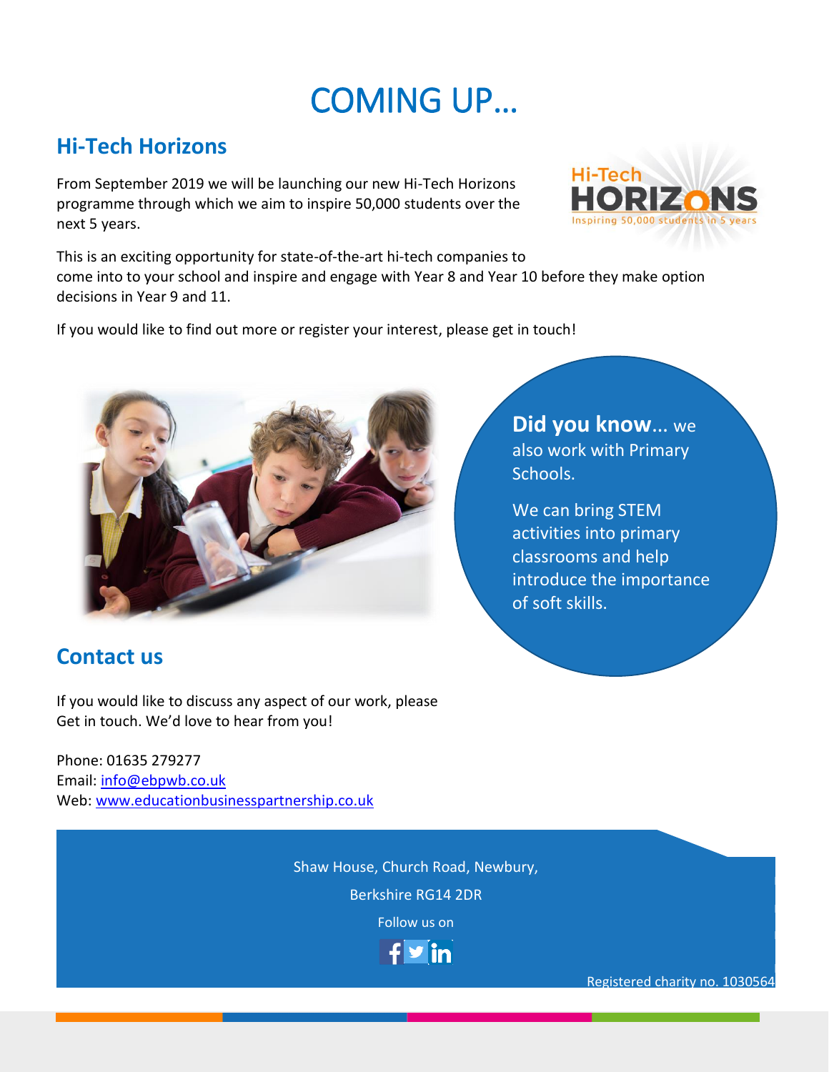# COMING UP…

## Hi-Tech Horizons

From September 2019 we will be launching our new Hi-Tech Horizons programme through which we aim to inspire 50,000 students over the next 5 years.

Hi-Tech HORIZONS Inspiring 50,000 students in 5 years

This is an exciting opportunity for state-of-the-art hi-tech companies to come into to your school and inspire and engage with Year 8 and Year 10 before they make option decisions in Year 9 and 11.

If you would like to find out more or register your interest, please get in touch!

**Did you know**… we also work with Primary Schools.

We can bring STEM activities into primary classrooms and help introduce the importance of soft skills.

## Contact us

If you would like to discuss any aspect of our work, please Get in touch. We'd love to hear from you!

Phone: 01635 279277
Email: info@ebpwb.co.uk
Web: www.educationbusinesspartnership.co.uk

Shaw House, Church Road, Newbury,

Berkshire RG14 2DR

Follow us on

Registered charity no. 1030564